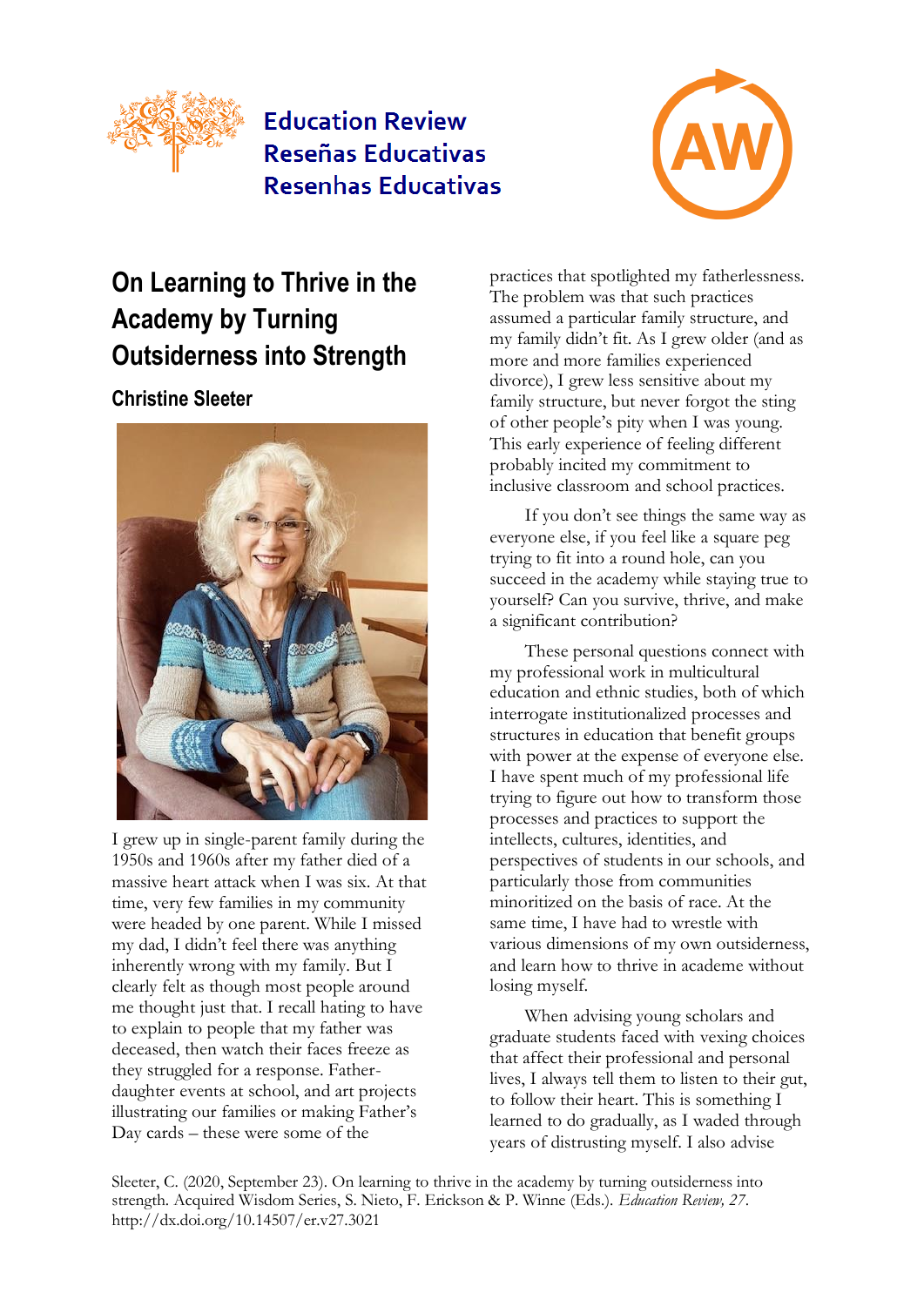Education Review
Reseñas Educativas
Resenhas Educativas

# On Learning to Thrive in the Academy by Turning Outsiderness into Strength

## Christine Sleeter

I grew up in single-parent family during the 1950s and 1960s after my father died of a massive heart attack when I was six. At that time, very few families in my community were headed by one parent. While I missed my dad, I didn't feel there was anything inherently wrong with my family. But I clearly felt as though most people around me thought just that. I recall hating to have to explain to people that my father was deceased, then watch their faces freeze as they struggled for a response. Father-daughter events at school, and art projects illustrating our families or making Father's Day cards – these were some of the practices that spotlighted my fatherlessness. The problem was that such practices assumed a particular family structure, and my family didn't fit. As I grew older (and as more and more families experienced divorce), I grew less sensitive about my family structure, but never forgot the sting of other people's pity when I was young. This early experience of feeling different probably incited my commitment to inclusive classroom and school practices.

If you don't see things the same way as everyone else, if you feel like a square peg trying to fit into a round hole, can you succeed in the academy while staying true to yourself? Can you survive, thrive, and make a significant contribution?

These personal questions connect with my professional work in multicultural education and ethnic studies, both of which interrogate institutionalized processes and structures in education that benefit groups with power at the expense of everyone else. I have spent much of my professional life trying to figure out how to transform those processes and practices to support the intellects, cultures, identities, and perspectives of students in our schools, and particularly those from communities minoritized on the basis of race. At the same time, I have had to wrestle with various dimensions of my own outsiderness, and learn how to thrive in academe without losing myself.

When advising young scholars and graduate students faced with vexing choices that affect their professional and personal lives, I always tell them to listen to their gut, to follow their heart. This is something I learned to do gradually, as I waded through years of distrusting myself. I also advise

Sleeter, C. (2020, September 23). On learning to thrive in the academy by turning outsiderness into strength. Acquired Wisdom Series, S. Nieto, F. Erickson & P. Winne (Eds.). *Education Review, 27*. http://dx.doi.org/10.14507/er.v27.3021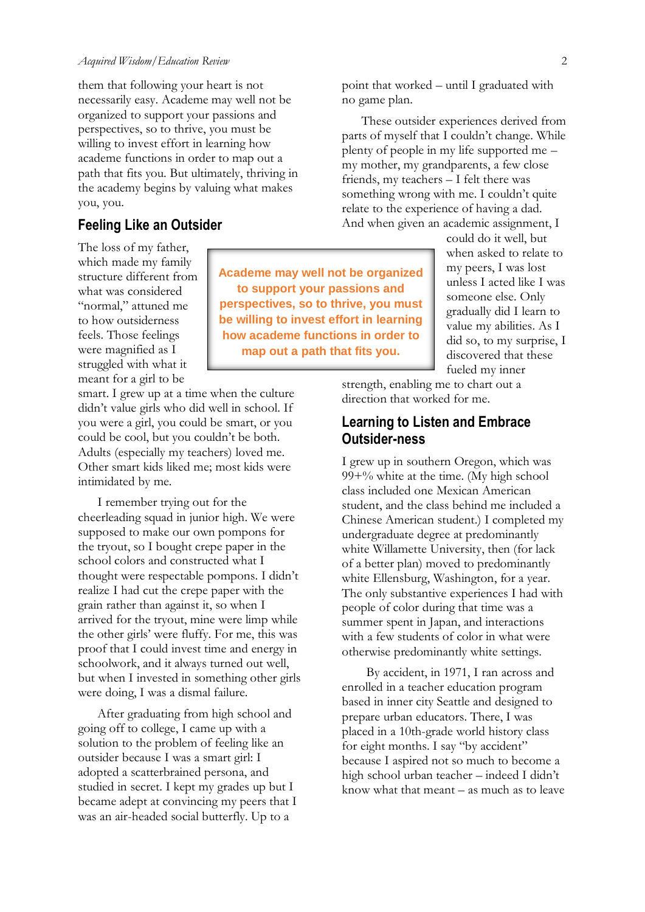them that following your heart is not necessarily easy. Academe may well not be organized to support your passions and perspectives, so to thrive, you must be willing to invest effort in learning how academe functions in order to map out a path that fits you. But ultimately, thriving in the academy begins by valuing what makes you, you.

## Feeling Like an Outsider

The loss of my father, which made my family structure different from what was considered "normal," attuned me to how outsiderness feels. Those feelings were magnified as I struggled with what it meant for a girl to be smart. I grew up at a time when the culture didn't value girls who did well in school. If you were a girl, you could be smart, or you could be cool, but you couldn't be both. Adults (especially my teachers) loved me. Other smart kids liked me; most kids were intimidated by me.

> **Academe may well not be organized to support your passions and perspectives, so to thrive, you must be willing to invest effort in learning how academe functions in order to map out a path that fits you.**

I remember trying out for the cheerleading squad in junior high. We were supposed to make our own pompons for the tryout, so I bought crepe paper in the school colors and constructed what I thought were respectable pompons. I didn't realize I had cut the crepe paper with the grain rather than against it, so when I arrived for the tryout, mine were limp while the other girls' were fluffy. For me, this was proof that I could invest time and energy in schoolwork, and it always turned out well, but when I invested in something other girls were doing, I was a dismal failure.

After graduating from high school and going off to college, I came up with a solution to the problem of feeling like an outsider because I was a smart girl: I adopted a scatterbrained persona, and studied in secret. I kept my grades up but I became adept at convincing my peers that I was an air-headed social butterfly. Up to a point that worked – until I graduated with no game plan.

These outsider experiences derived from parts of myself that I couldn't change. While plenty of people in my life supported me – my mother, my grandparents, a few close friends, my teachers – I felt there was something wrong with me. I couldn't quite relate to the experience of having a dad. And when given an academic assignment, I could do it well, but when asked to relate to my peers, I was lost unless I acted like I was someone else. Only gradually did I learn to value my abilities. As I did so, to my surprise, I discovered that these fueled my inner strength, enabling me to chart out a direction that worked for me.

## Learning to Listen and Embrace Outsider-ness

I grew up in southern Oregon, which was 99+% white at the time. (My high school class included one Mexican American student, and the class behind me included a Chinese American student.) I completed my undergraduate degree at predominantly white Willamette University, then (for lack of a better plan) moved to predominantly white Ellensburg, Washington, for a year. The only substantive experiences I had with people of color during that time was a summer spent in Japan, and interactions with a few students of color in what were otherwise predominantly white settings.

By accident, in 1971, I ran across and enrolled in a teacher education program based in inner city Seattle and designed to prepare urban educators. There, I was placed in a 10th-grade world history class for eight months. I say "by accident" because I aspired not so much to become a high school urban teacher – indeed I didn't know what that meant – as much as to leave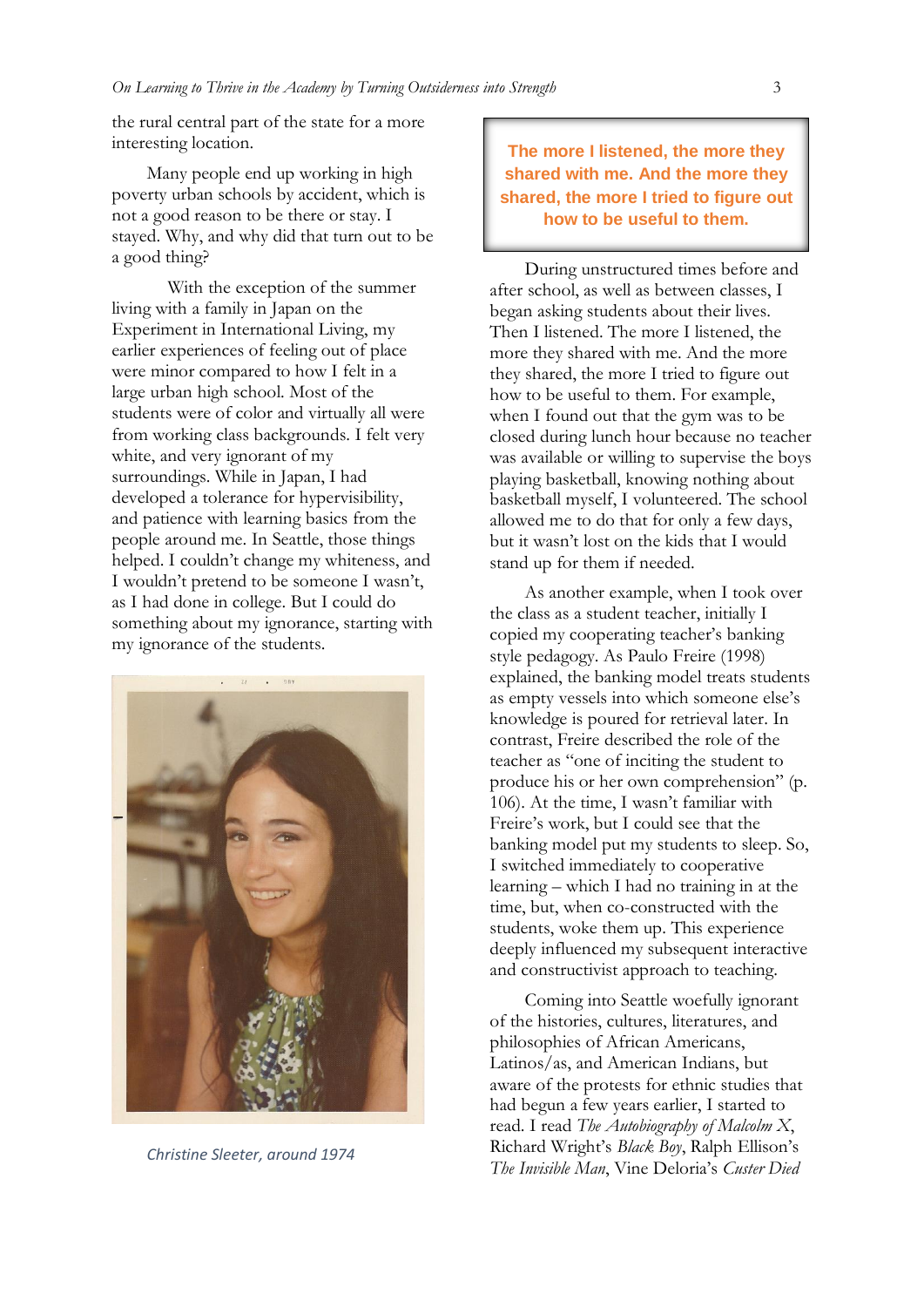the rural central part of the state for a more interesting location.

Many people end up working in high poverty urban schools by accident, which is not a good reason to be there or stay. I stayed. Why, and why did that turn out to be a good thing?

With the exception of the summer living with a family in Japan on the Experiment in International Living, my earlier experiences of feeling out of place were minor compared to how I felt in a large urban high school. Most of the students were of color and virtually all were from working class backgrounds. I felt very white, and very ignorant of my surroundings. While in Japan, I had developed a tolerance for hypervisibility, and patience with learning basics from the people around me. In Seattle, those things helped. I couldn't change my whiteness, and I wouldn't pretend to be someone I wasn't, as I had done in college. But I could do something about my ignorance, starting with my ignorance of the students.

*Christine Sleeter, around 1974*

**The more I listened, the more they shared with me. And the more they shared, the more I tried to figure out how to be useful to them.**

During unstructured times before and after school, as well as between classes, I began asking students about their lives. Then I listened. The more I listened, the more they shared with me. And the more they shared, the more I tried to figure out how to be useful to them. For example, when I found out that the gym was to be closed during lunch hour because no teacher was available or willing to supervise the boys playing basketball, knowing nothing about basketball myself, I volunteered. The school allowed me to do that for only a few days, but it wasn't lost on the kids that I would stand up for them if needed.

As another example, when I took over the class as a student teacher, initially I copied my cooperating teacher's banking style pedagogy. As Paulo Freire (1998) explained, the banking model treats students as empty vessels into which someone else's knowledge is poured for retrieval later. In contrast, Freire described the role of the teacher as "one of inciting the student to produce his or her own comprehension" (p. 106). At the time, I wasn't familiar with Freire's work, but I could see that the banking model put my students to sleep. So, I switched immediately to cooperative learning – which I had no training in at the time, but, when co-constructed with the students, woke them up. This experience deeply influenced my subsequent interactive and constructivist approach to teaching.

Coming into Seattle woefully ignorant of the histories, cultures, literatures, and philosophies of African Americans, Latinos/as, and American Indians, but aware of the protests for ethnic studies that had begun a few years earlier, I started to read. I read *The Autobiography of Malcolm X*, Richard Wright's *Black Boy*, Ralph Ellison's *The Invisible Man*, Vine Deloria's *Custer Died*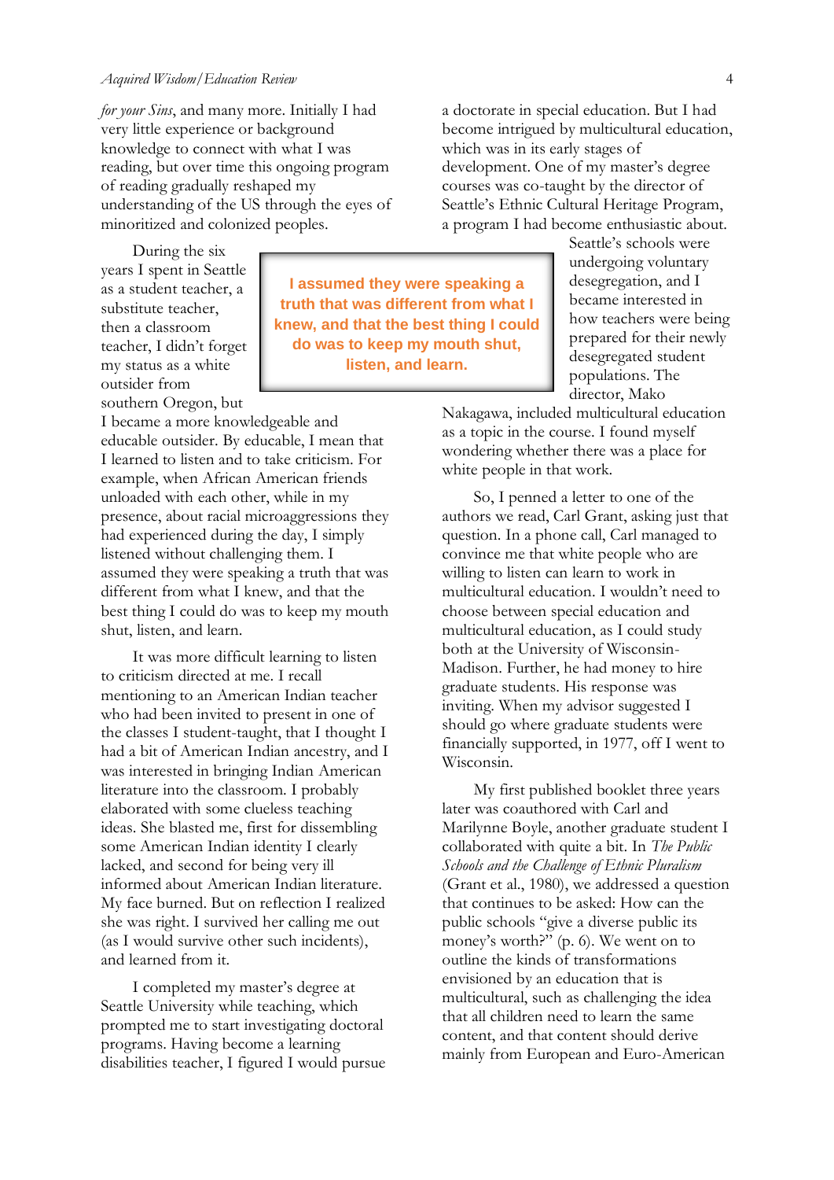*for your Sins*, and many more. Initially I had very little experience or background knowledge to connect with what I was reading, but over time this ongoing program of reading gradually reshaped my understanding of the US through the eyes of minoritized and colonized peoples.

During the six years I spent in Seattle as a student teacher, a substitute teacher, then a classroom teacher, I didn't forget my status as a white outsider from southern Oregon, but I became a more knowledgeable and educable outsider. By educable, I mean that I learned to listen and to take criticism. For example, when African American friends unloaded with each other, while in my presence, about racial microaggressions they had experienced during the day, I simply listened without challenging them. I assumed they were speaking a truth that was different from what I knew, and that the best thing I could do was to keep my mouth shut, listen, and learn.

> **I assumed they were speaking a truth that was different from what I knew, and that the best thing I could do was to keep my mouth shut, listen, and learn.**

It was more difficult learning to listen to criticism directed at me. I recall mentioning to an American Indian teacher who had been invited to present in one of the classes I student-taught, that I thought I had a bit of American Indian ancestry, and I was interested in bringing Indian American literature into the classroom. I probably elaborated with some clueless teaching ideas. She blasted me, first for dissembling some American Indian identity I clearly lacked, and second for being very ill informed about American Indian literature. My face burned. But on reflection I realized she was right. I survived her calling me out (as I would survive other such incidents), and learned from it.

I completed my master's degree at Seattle University while teaching, which prompted me to start investigating doctoral programs. Having become a learning disabilities teacher, I figured I would pursue a doctorate in special education. But I had become intrigued by multicultural education, which was in its early stages of development. One of my master's degree courses was co-taught by the director of Seattle's Ethnic Cultural Heritage Program, a program I had become enthusiastic about. Seattle's schools were undergoing voluntary desegregation, and I became interested in how teachers were being prepared for their newly desegregated student populations. The director, Mako Nakagawa, included multicultural education as a topic in the course. I found myself wondering whether there was a place for white people in that work.

So, I penned a letter to one of the authors we read, Carl Grant, asking just that question. In a phone call, Carl managed to convince me that white people who are willing to listen can learn to work in multicultural education. I wouldn't need to choose between special education and multicultural education, as I could study both at the University of Wisconsin-Madison. Further, he had money to hire graduate students. His response was inviting. When my advisor suggested I should go where graduate students were financially supported, in 1977, off I went to Wisconsin.

My first published booklet three years later was coauthored with Carl and Marilynne Boyle, another graduate student I collaborated with quite a bit. In *The Public Schools and the Challenge of Ethnic Pluralism* (Grant et al., 1980), we addressed a question that continues to be asked: How can the public schools "give a diverse public its money's worth?" (p. 6). We went on to outline the kinds of transformations envisioned by an education that is multicultural, such as challenging the idea that all children need to learn the same content, and that content should derive mainly from European and Euro-American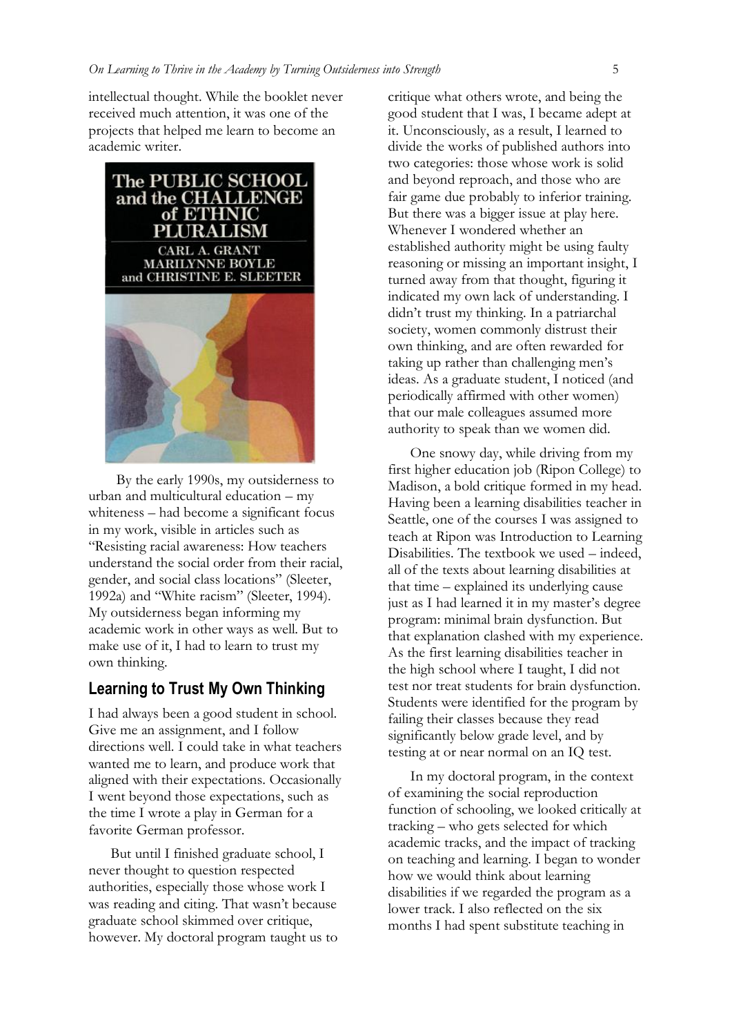intellectual thought. While the booklet never received much attention, it was one of the projects that helped me learn to become an academic writer.

By the early 1990s, my outsiderness to urban and multicultural education – my whiteness – had become a significant focus in my work, visible in articles such as "Resisting racial awareness: How teachers understand the social order from their racial, gender, and social class locations" (Sleeter, 1992a) and "White racism" (Sleeter, 1994). My outsiderness began informing my academic work in other ways as well. But to make use of it, I had to learn to trust my own thinking.

## Learning to Trust My Own Thinking

I had always been a good student in school. Give me an assignment, and I follow directions well. I could take in what teachers wanted me to learn, and produce work that aligned with their expectations. Occasionally I went beyond those expectations, such as the time I wrote a play in German for a favorite German professor.

But until I finished graduate school, I never thought to question respected authorities, especially those whose work I was reading and citing. That wasn't because graduate school skimmed over critique, however. My doctoral program taught us to critique what others wrote, and being the good student that I was, I became adept at it. Unconsciously, as a result, I learned to divide the works of published authors into two categories: those whose work is solid and beyond reproach, and those who are fair game due probably to inferior training. But there was a bigger issue at play here. Whenever I wondered whether an established authority might be using faulty reasoning or missing an important insight, I turned away from that thought, figuring it indicated my own lack of understanding. I didn't trust my thinking. In a patriarchal society, women commonly distrust their own thinking, and are often rewarded for taking up rather than challenging men's ideas. As a graduate student, I noticed (and periodically affirmed with other women) that our male colleagues assumed more authority to speak than we women did.

One snowy day, while driving from my first higher education job (Ripon College) to Madison, a bold critique formed in my head. Having been a learning disabilities teacher in Seattle, one of the courses I was assigned to teach at Ripon was Introduction to Learning Disabilities. The textbook we used – indeed, all of the texts about learning disabilities at that time – explained its underlying cause just as I had learned it in my master's degree program: minimal brain dysfunction. But that explanation clashed with my experience. As the first learning disabilities teacher in the high school where I taught, I did not test nor treat students for brain dysfunction. Students were identified for the program by failing their classes because they read significantly below grade level, and by testing at or near normal on an IQ test.

In my doctoral program, in the context of examining the social reproduction function of schooling, we looked critically at tracking – who gets selected for which academic tracks, and the impact of tracking on teaching and learning. I began to wonder how we would think about learning disabilities if we regarded the program as a lower track. I also reflected on the six months I had spent substitute teaching in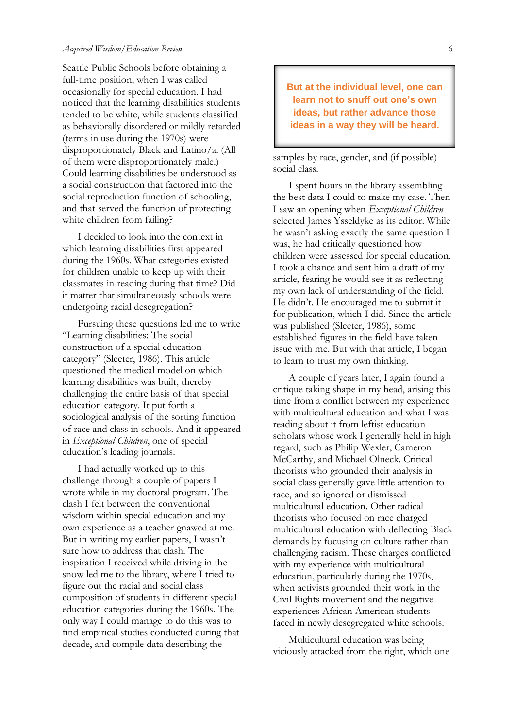Seattle Public Schools before obtaining a full-time position, when I was called occasionally for special education. I had noticed that the learning disabilities students tended to be white, while students classified as behaviorally disordered or mildly retarded (terms in use during the 1970s) were disproportionately Black and Latino/a. (All of them were disproportionately male.) Could learning disabilities be understood as a social construction that factored into the social reproduction function of schooling, and that served the function of protecting white children from failing?

I decided to look into the context in which learning disabilities first appeared during the 1960s. What categories existed for children unable to keep up with their classmates in reading during that time? Did it matter that simultaneously schools were undergoing racial desegregation?

Pursuing these questions led me to write "Learning disabilities: The social construction of a special education category" (Sleeter, 1986). This article questioned the medical model on which learning disabilities was built, thereby challenging the entire basis of that special education category. It put forth a sociological analysis of the sorting function of race and class in schools. And it appeared in *Exceptional Children*, one of special education's leading journals.

I had actually worked up to this challenge through a couple of papers I wrote while in my doctoral program. The clash I felt between the conventional wisdom within special education and my own experience as a teacher gnawed at me. But in writing my earlier papers, I wasn't sure how to address that clash. The inspiration I received while driving in the snow led me to the library, where I tried to figure out the racial and social class composition of students in different special education categories during the 1960s. The only way I could manage to do this was to find empirical studies conducted during that decade, and compile data describing the samples by race, gender, and (if possible) social class.

> **But at the individual level, one can learn not to snuff out one's own ideas, but rather advance those ideas in a way they will be heard.**

I spent hours in the library assembling the best data I could to make my case. Then I saw an opening when *Exceptional Children* selected James Ysseldyke as its editor. While he wasn't asking exactly the same question I was, he had critically questioned how children were assessed for special education. I took a chance and sent him a draft of my article, fearing he would see it as reflecting my own lack of understanding of the field. He didn't. He encouraged me to submit it for publication, which I did. Since the article was published (Sleeter, 1986), some established figures in the field have taken issue with me. But with that article, I began to learn to trust my own thinking.

A couple of years later, I again found a critique taking shape in my head, arising this time from a conflict between my experience with multicultural education and what I was reading about it from leftist education scholars whose work I generally held in high regard, such as Philip Wexler, Cameron McCarthy, and Michael Olneck. Critical theorists who grounded their analysis in social class generally gave little attention to race, and so ignored or dismissed multicultural education. Other radical theorists who focused on race charged multicultural education with deflecting Black demands by focusing on culture rather than challenging racism. These charges conflicted with my experience with multicultural education, particularly during the 1970s, when activists grounded their work in the Civil Rights movement and the negative experiences African American students faced in newly desegregated white schools.

Multicultural education was being viciously attacked from the right, which one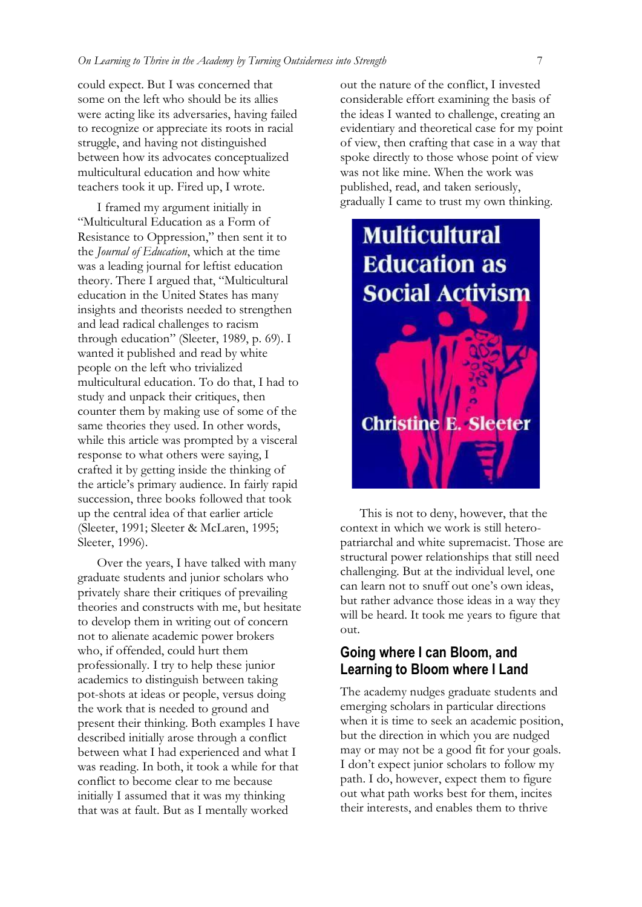could expect. But I was concerned that some on the left who should be its allies were acting like its adversaries, having failed to recognize or appreciate its roots in racial struggle, and having not distinguished between how its advocates conceptualized multicultural education and how white teachers took it up. Fired up, I wrote.

I framed my argument initially in "Multicultural Education as a Form of Resistance to Oppression," then sent it to the *Journal of Education*, which at the time was a leading journal for leftist education theory. There I argued that, "Multicultural education in the United States has many insights and theorists needed to strengthen and lead radical challenges to racism through education" (Sleeter, 1989, p. 69). I wanted it published and read by white people on the left who trivialized multicultural education. To do that, I had to study and unpack their critiques, then counter them by making use of some of the same theories they used. In other words, while this article was prompted by a visceral response to what others were saying, I crafted it by getting inside the thinking of the article's primary audience. In fairly rapid succession, three books followed that took up the central idea of that earlier article (Sleeter, 1991; Sleeter & McLaren, 1995; Sleeter, 1996).

Over the years, I have talked with many graduate students and junior scholars who privately share their critiques of prevailing theories and constructs with me, but hesitate to develop them in writing out of concern not to alienate academic power brokers who, if offended, could hurt them professionally. I try to help these junior academics to distinguish between taking pot-shots at ideas or people, versus doing the work that is needed to ground and present their thinking. Both examples I have described initially arose through a conflict between what I had experienced and what I was reading. In both, it took a while for that conflict to become clear to me because initially I assumed that it was my thinking that was at fault. But as I mentally worked out the nature of the conflict, I invested considerable effort examining the basis of the ideas I wanted to challenge, creating an evidentiary and theoretical case for my point of view, then crafting that case in a way that spoke directly to those whose point of view was not like mine. When the work was published, read, and taken seriously, gradually I came to trust my own thinking.

Multicultural Education as Social Activism

Christine E. Sleeter

This is not to deny, however, that the context in which we work is still hetero-patriarchal and white supremacist. Those are structural power relationships that still need challenging. But at the individual level, one can learn not to snuff out one's own ideas, but rather advance those ideas in a way they will be heard. It took me years to figure that out.

## Going where I can Bloom, and Learning to Bloom where I Land

The academy nudges graduate students and emerging scholars in particular directions when it is time to seek an academic position, but the direction in which you are nudged may or may not be a good fit for your goals. I don't expect junior scholars to follow my path. I do, however, expect them to figure out what path works best for them, incites their interests, and enables them to thrive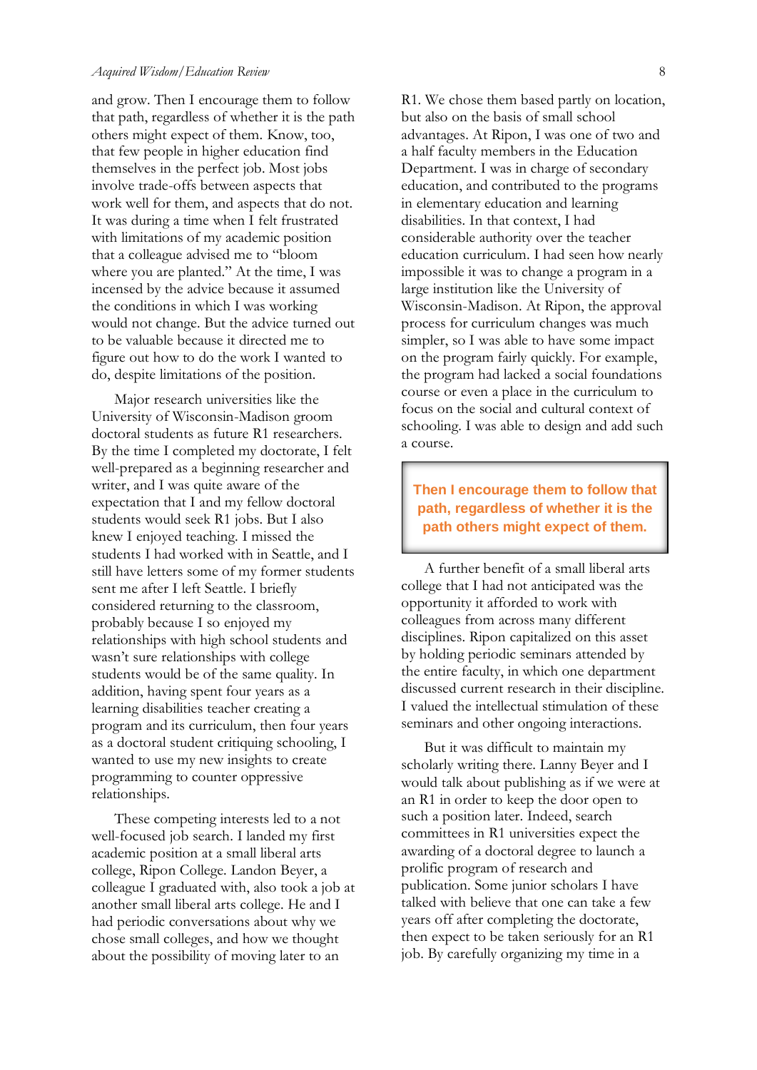and grow. Then I encourage them to follow that path, regardless of whether it is the path others might expect of them. Know, too, that few people in higher education find themselves in the perfect job. Most jobs involve trade-offs between aspects that work well for them, and aspects that do not. It was during a time when I felt frustrated with limitations of my academic position that a colleague advised me to "bloom where you are planted." At the time, I was incensed by the advice because it assumed the conditions in which I was working would not change. But the advice turned out to be valuable because it directed me to figure out how to do the work I wanted to do, despite limitations of the position.

Major research universities like the University of Wisconsin-Madison groom doctoral students as future R1 researchers. By the time I completed my doctorate, I felt well-prepared as a beginning researcher and writer, and I was quite aware of the expectation that I and my fellow doctoral students would seek R1 jobs. But I also knew I enjoyed teaching. I missed the students I had worked with in Seattle, and I still have letters some of my former students sent me after I left Seattle. I briefly considered returning to the classroom, probably because I so enjoyed my relationships with high school students and wasn't sure relationships with college students would be of the same quality. In addition, having spent four years as a learning disabilities teacher creating a program and its curriculum, then four years as a doctoral student critiquing schooling, I wanted to use my new insights to create programming to counter oppressive relationships.

These competing interests led to a not well-focused job search. I landed my first academic position at a small liberal arts college, Ripon College. Landon Beyer, a colleague I graduated with, also took a job at another small liberal arts college. He and I had periodic conversations about why we chose small colleges, and how we thought about the possibility of moving later to an R1. We chose them based partly on location, but also on the basis of small school advantages. At Ripon, I was one of two and a half faculty members in the Education Department. I was in charge of secondary education, and contributed to the programs in elementary education and learning disabilities. In that context, I had considerable authority over the teacher education curriculum. I had seen how nearly impossible it was to change a program in a large institution like the University of Wisconsin-Madison. At Ripon, the approval process for curriculum changes was much simpler, so I was able to have some impact on the program fairly quickly. For example, the program had lacked a social foundations course or even a place in the curriculum to focus on the social and cultural context of schooling. I was able to design and add such a course.

> **Then I encourage them to follow that path, regardless of whether it is the path others might expect of them.**

A further benefit of a small liberal arts college that I had not anticipated was the opportunity it afforded to work with colleagues from across many different disciplines. Ripon capitalized on this asset by holding periodic seminars attended by the entire faculty, in which one department discussed current research in their discipline. I valued the intellectual stimulation of these seminars and other ongoing interactions.

But it was difficult to maintain my scholarly writing there. Lanny Beyer and I would talk about publishing as if we were at an R1 in order to keep the door open to such a position later. Indeed, search committees in R1 universities expect the awarding of a doctoral degree to launch a prolific program of research and publication. Some junior scholars I have talked with believe that one can take a few years off after completing the doctorate, then expect to be taken seriously for an R1 job. By carefully organizing my time in a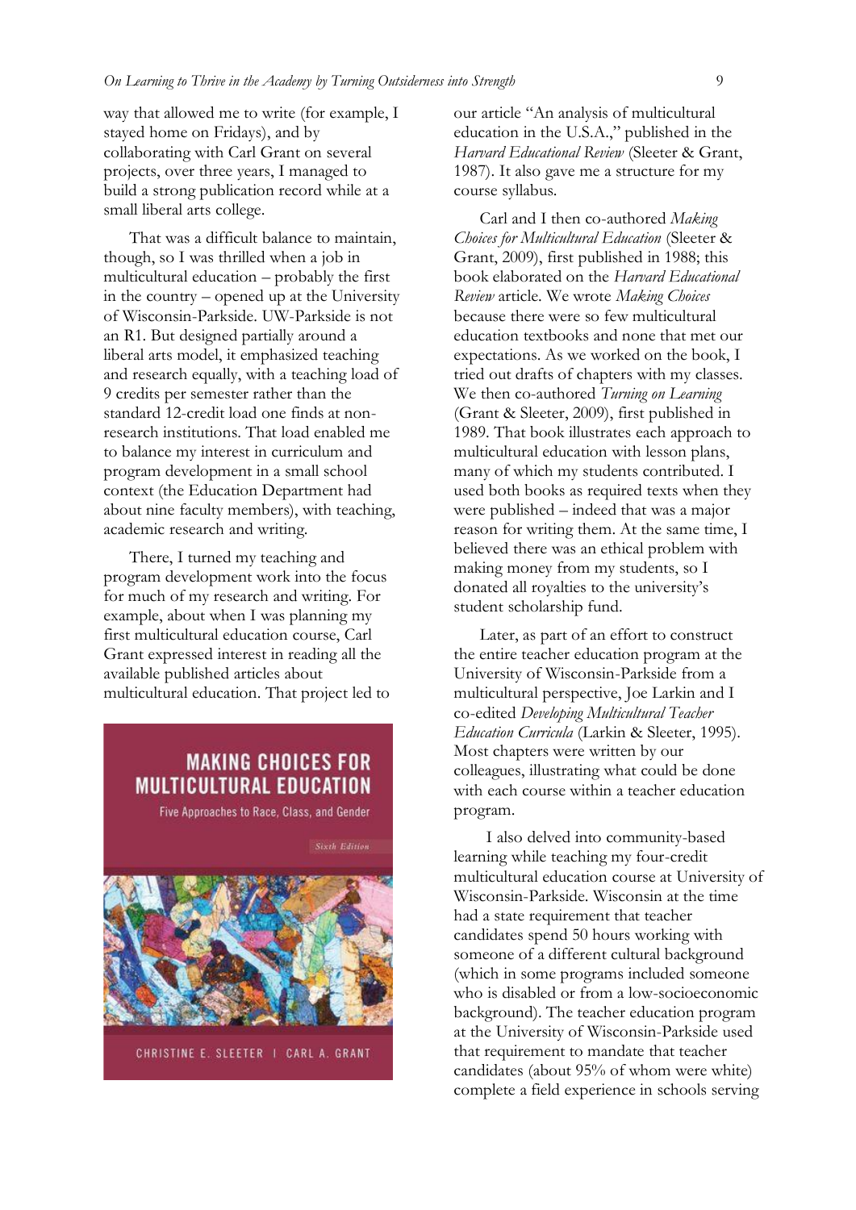way that allowed me to write (for example, I stayed home on Fridays), and by collaborating with Carl Grant on several projects, over three years, I managed to build a strong publication record while at a small liberal arts college.

That was a difficult balance to maintain, though, so I was thrilled when a job in multicultural education – probably the first in the country – opened up at the University of Wisconsin-Parkside. UW-Parkside is not an R1. But designed partially around a liberal arts model, it emphasized teaching and research equally, with a teaching load of 9 credits per semester rather than the standard 12-credit load one finds at non-research institutions. That load enabled me to balance my interest in curriculum and program development in a small school context (the Education Department had about nine faculty members), with teaching, academic research and writing.

There, I turned my teaching and program development work into the focus for much of my research and writing. For example, about when I was planning my first multicultural education course, Carl Grant expressed interest in reading all the available published articles about multicultural education. That project led to our article "An analysis of multicultural education in the U.S.A.," published in the *Harvard Educational Review* (Sleeter & Grant, 1987). It also gave me a structure for my course syllabus.

Carl and I then co-authored *Making Choices for Multicultural Education* (Sleeter & Grant, 2009), first published in 1988; this book elaborated on the *Harvard Educational Review* article. We wrote *Making Choices* because there were so few multicultural education textbooks and none that met our expectations. As we worked on the book, I tried out drafts of chapters with my classes. We then co-authored *Turning on Learning* (Grant & Sleeter, 2009), first published in 1989. That book illustrates each approach to multicultural education with lesson plans, many of which my students contributed. I used both books as required texts when they were published – indeed that was a major reason for writing them. At the same time, I believed there was an ethical problem with making money from my students, so I donated all royalties to the university's student scholarship fund.

Later, as part of an effort to construct the entire teacher education program at the University of Wisconsin-Parkside from a multicultural perspective, Joe Larkin and I co-edited *Developing Multicultural Teacher Education Curricula* (Larkin & Sleeter, 1995). Most chapters were written by our colleagues, illustrating what could be done with each course within a teacher education program.

I also delved into community-based learning while teaching my four-credit multicultural education course at University of Wisconsin-Parkside. Wisconsin at the time had a state requirement that teacher candidates spend 50 hours working with someone of a different cultural background (which in some programs included someone who is disabled or from a low-socioeconomic background). The teacher education program at the University of Wisconsin-Parkside used that requirement to mandate that teacher candidates (about 95% of whom were white) complete a field experience in schools serving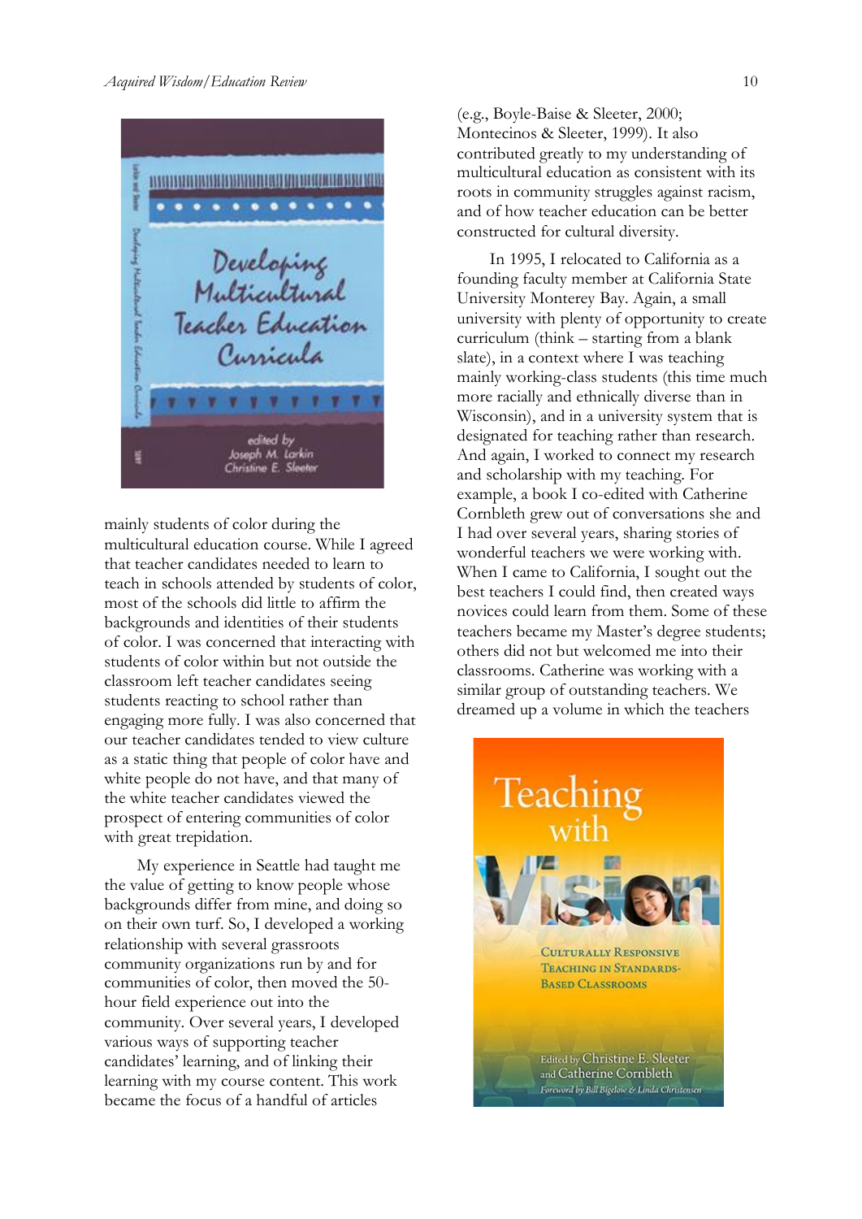mainly students of color during the multicultural education course. While I agreed that teacher candidates needed to learn to teach in schools attended by students of color, most of the schools did little to affirm the backgrounds and identities of their students of color. I was concerned that interacting with students of color within but not outside the classroom left teacher candidates seeing students reacting to school rather than engaging more fully. I was also concerned that our teacher candidates tended to view culture as a static thing that people of color have and white people do not have, and that many of the white teacher candidates viewed the prospect of entering communities of color with great trepidation.

My experience in Seattle had taught me the value of getting to know people whose backgrounds differ from mine, and doing so on their own turf. So, I developed a working relationship with several grassroots community organizations run by and for communities of color, then moved the 50-hour field experience out into the community. Over several years, I developed various ways of supporting teacher candidates' learning, and of linking their learning with my course content. This work became the focus of a handful of articles (e.g., Boyle-Baise & Sleeter, 2000; Montecinos & Sleeter, 1999). It also contributed greatly to my understanding of multicultural education as consistent with its roots in community struggles against racism, and of how teacher education can be better constructed for cultural diversity.

In 1995, I relocated to California as a founding faculty member at California State University Monterey Bay. Again, a small university with plenty of opportunity to create curriculum (think – starting from a blank slate), in a context where I was teaching mainly working-class students (this time much more racially and ethnically diverse than in Wisconsin), and in a university system that is designated for teaching rather than research. And again, I worked to connect my research and scholarship with my teaching. For example, a book I co-edited with Catherine Cornbleth grew out of conversations she and I had over several years, sharing stories of wonderful teachers we were working with. When I came to California, I sought out the best teachers I could find, then created ways novices could learn from them. Some of these teachers became my Master's degree students; others did not but welcomed me into their classrooms. Catherine was working with a similar group of outstanding teachers. We dreamed up a volume in which the teachers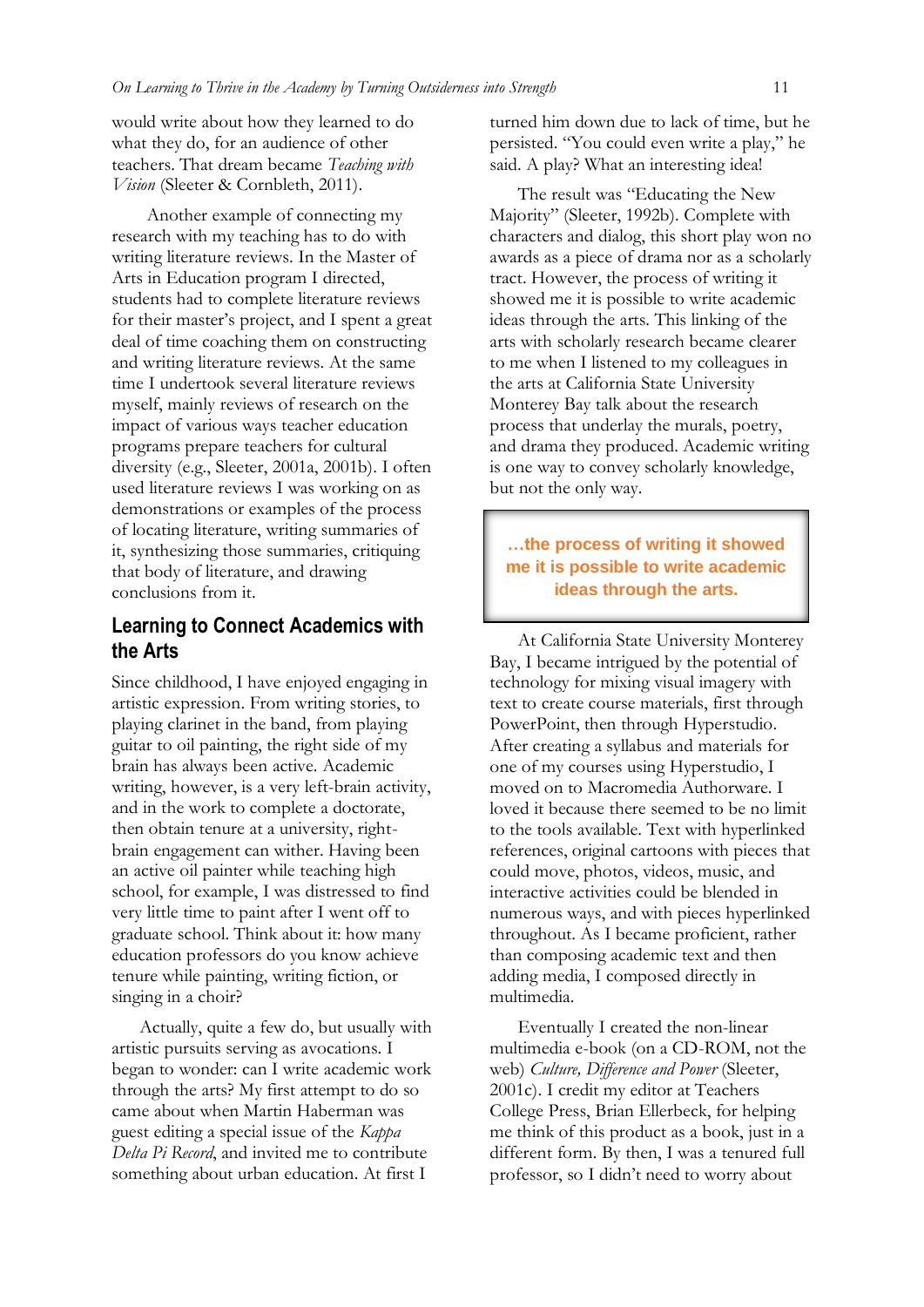would write about how they learned to do what they do, for an audience of other teachers. That dream became *Teaching with Vision* (Sleeter & Cornbleth, 2011).

Another example of connecting my research with my teaching has to do with writing literature reviews. In the Master of Arts in Education program I directed, students had to complete literature reviews for their master's project, and I spent a great deal of time coaching them on constructing and writing literature reviews. At the same time I undertook several literature reviews myself, mainly reviews of research on the impact of various ways teacher education programs prepare teachers for cultural diversity (e.g., Sleeter, 2001a, 2001b). I often used literature reviews I was working on as demonstrations or examples of the process of locating literature, writing summaries of it, synthesizing those summaries, critiquing that body of literature, and drawing conclusions from it.

## Learning to Connect Academics with the Arts

Since childhood, I have enjoyed engaging in artistic expression. From writing stories, to playing clarinet in the band, from playing guitar to oil painting, the right side of my brain has always been active. Academic writing, however, is a very left-brain activity, and in the work to complete a doctorate, then obtain tenure at a university, right-brain engagement can wither. Having been an active oil painter while teaching high school, for example, I was distressed to find very little time to paint after I went off to graduate school. Think about it: how many education professors do you know achieve tenure while painting, writing fiction, or singing in a choir?

Actually, quite a few do, but usually with artistic pursuits serving as avocations. I began to wonder: can I write academic work through the arts? My first attempt to do so came about when Martin Haberman was guest editing a special issue of the *Kappa Delta Pi Record*, and invited me to contribute something about urban education. At first I turned him down due to lack of time, but he persisted. "You could even write a play," he said. A play? What an interesting idea!

The result was "Educating the New Majority" (Sleeter, 1992b). Complete with characters and dialog, this short play won no awards as a piece of drama nor as a scholarly tract. However, the process of writing it showed me it is possible to write academic ideas through the arts. This linking of the arts with scholarly research became clearer to me when I listened to my colleagues in the arts at California State University Monterey Bay talk about the research process that underlay the murals, poetry, and drama they produced. Academic writing is one way to convey scholarly knowledge, but not the only way.

> **…the process of writing it showed me it is possible to write academic ideas through the arts.**

At California State University Monterey Bay, I became intrigued by the potential of technology for mixing visual imagery with text to create course materials, first through PowerPoint, then through Hyperstudio. After creating a syllabus and materials for one of my courses using Hyperstudio, I moved on to Macromedia Authorware. I loved it because there seemed to be no limit to the tools available. Text with hyperlinked references, original cartoons with pieces that could move, photos, videos, music, and interactive activities could be blended in numerous ways, and with pieces hyperlinked throughout. As I became proficient, rather than composing academic text and then adding media, I composed directly in multimedia.

Eventually I created the non-linear multimedia e-book (on a CD-ROM, not the web) *Culture, Difference and Power* (Sleeter, 2001c). I credit my editor at Teachers College Press, Brian Ellerbeck, for helping me think of this product as a book, just in a different form. By then, I was a tenured full professor, so I didn't need to worry about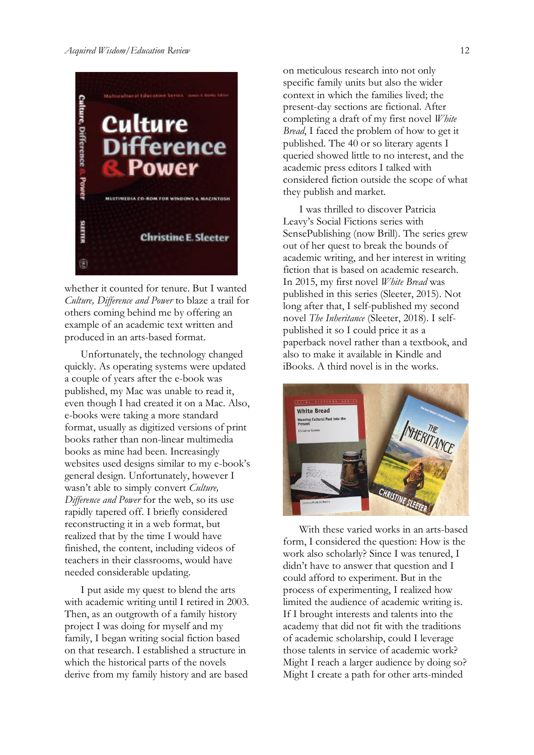whether it counted for tenure. But I wanted *Culture, Difference and Power* to blaze a trail for others coming behind me by offering an example of an academic text written and produced in an arts-based format.

Unfortunately, the technology changed quickly. As operating systems were updated a couple of years after the e-book was published, my Mac was unable to read it, even though I had created it on a Mac. Also, e-books were taking a more standard format, usually as digitized versions of print books rather than non-linear multimedia books as mine had been. Increasingly websites used designs similar to my e-book's general design. Unfortunately, however I wasn't able to simply convert *Culture, Difference and Power* for the web, so its use rapidly tapered off. I briefly considered reconstructing it in a web format, but realized that by the time I would have finished, the content, including videos of teachers in their classrooms, would have needed considerable updating.

I put aside my quest to blend the arts with academic writing until I retired in 2003. Then, as an outgrowth of a family history project I was doing for myself and my family, I began writing social fiction based on that research. I established a structure in which the historical parts of the novels derive from my family history and are based on meticulous research into not only specific family units but also the wider context in which the families lived; the present-day sections are fictional. After completing a draft of my first novel *White Bread*, I faced the problem of how to get it published. The 40 or so literary agents I queried showed little to no interest, and the academic press editors I talked with considered fiction outside the scope of what they publish and market.

I was thrilled to discover Patricia Leavy's Social Fictions series with SensePublishing (now Brill). The series grew out of her quest to break the bounds of academic writing, and her interest in writing fiction that is based on academic research. In 2015, my first novel *White Bread* was published in this series (Sleeter, 2015). Not long after that, I self-published my second novel *The Inheritance* (Sleeter, 2018). I self-published it so I could price it as a paperback novel rather than a textbook, and also to make it available in Kindle and iBooks. A third novel is in the works.

With these varied works in an arts-based form, I considered the question: How is the work also scholarly? Since I was tenured, I didn't have to answer that question and I could afford to experiment. But in the process of experimenting, I realized how limited the audience of academic writing is. If I brought interests and talents into the academy that did not fit with the traditions of academic scholarship, could I leverage those talents in service of academic work? Might I reach a larger audience by doing so? Might I create a path for other arts-minded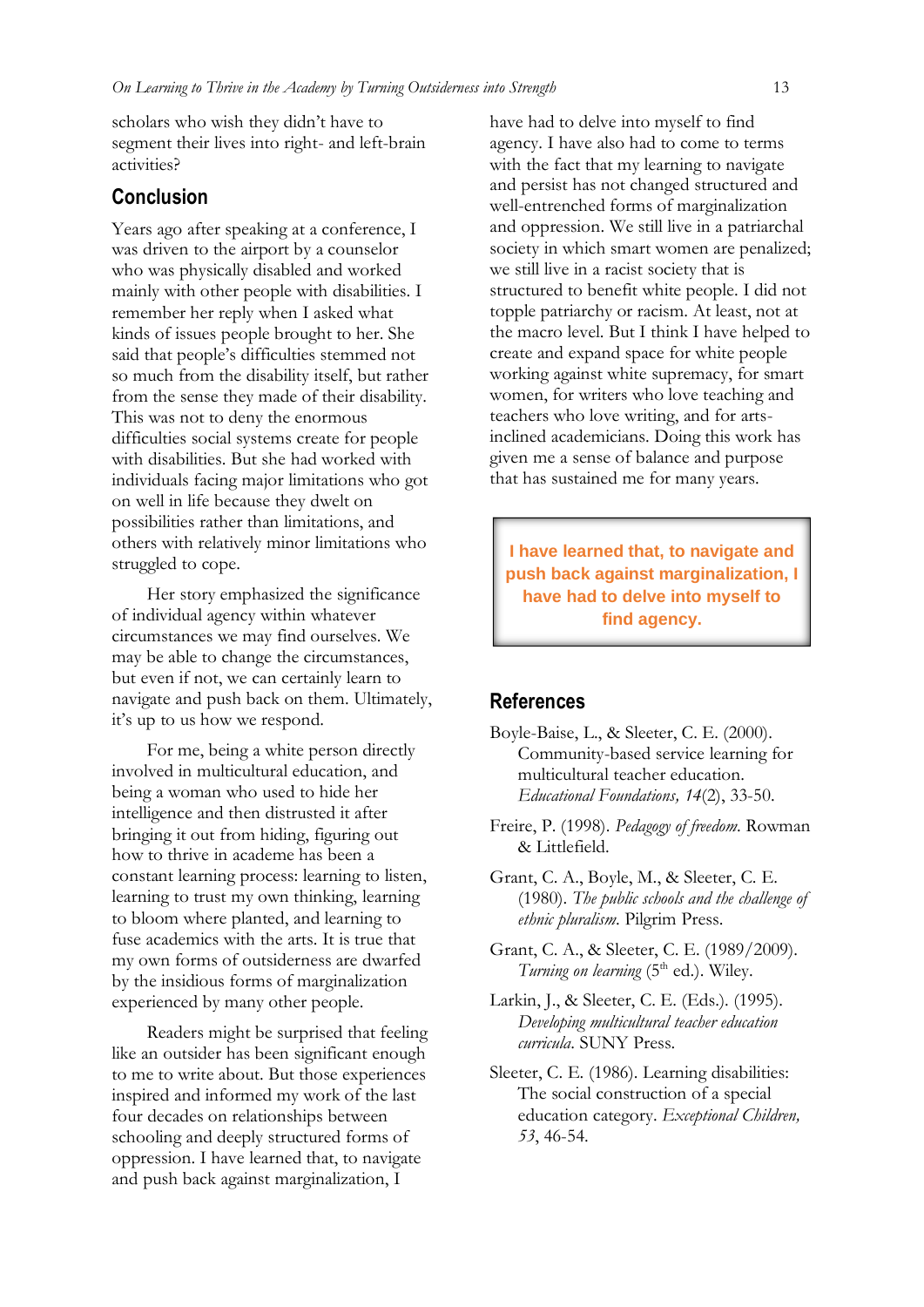scholars who wish they didn't have to segment their lives into right- and left-brain activities?

## Conclusion

Years ago after speaking at a conference, I was driven to the airport by a counselor who was physically disabled and worked mainly with other people with disabilities. I remember her reply when I asked what kinds of issues people brought to her. She said that people's difficulties stemmed not so much from the disability itself, but rather from the sense they made of their disability. This was not to deny the enormous difficulties social systems create for people with disabilities. But she had worked with individuals facing major limitations who got on well in life because they dwelt on possibilities rather than limitations, and others with relatively minor limitations who struggled to cope.

Her story emphasized the significance of individual agency within whatever circumstances we may find ourselves. We may be able to change the circumstances, but even if not, we can certainly learn to navigate and push back on them. Ultimately, it's up to us how we respond.

For me, being a white person directly involved in multicultural education, and being a woman who used to hide her intelligence and then distrusted it after bringing it out from hiding, figuring out how to thrive in academe has been a constant learning process: learning to listen, learning to trust my own thinking, learning to bloom where planted, and learning to fuse academics with the arts. It is true that my own forms of outsiderness are dwarfed by the insidious forms of marginalization experienced by many other people.

Readers might be surprised that feeling like an outsider has been significant enough to me to write about. But those experiences inspired and informed my work of the last four decades on relationships between schooling and deeply structured forms of oppression. I have learned that, to navigate and push back against marginalization, I have had to delve into myself to find agency. I have also had to come to terms with the fact that my learning to navigate and persist has not changed structured and well-entrenched forms of marginalization and oppression. We still live in a patriarchal society in which smart women are penalized; we still live in a racist society that is structured to benefit white people. I did not topple patriarchy or racism. At least, not at the macro level. But I think I have helped to create and expand space for white people working against white supremacy, for smart women, for writers who love teaching and teachers who love writing, and for arts-inclined academicians. Doing this work has given me a sense of balance and purpose that has sustained me for many years.

**I have learned that, to navigate and push back against marginalization, I have had to delve into myself to find agency.**

## References

Boyle-Baise, L., & Sleeter, C. E. (2000). Community-based service learning for multicultural teacher education. *Educational Foundations, 14*(2), 33-50.

Freire, P. (1998). *Pedagogy of freedom.* Rowman & Littlefield.

Grant, C. A., Boyle, M., & Sleeter, C. E. (1980). *The public schools and the challenge of ethnic pluralism.* Pilgrim Press.

Grant, C. A., & Sleeter, C. E. (1989/2009). *Turning on learning* (5th ed.). Wiley.

Larkin, J., & Sleeter, C. E. (Eds.). (1995). *Developing multicultural teacher education curricula.* SUNY Press.

Sleeter, C. E. (1986). Learning disabilities: The social construction of a special education category. *Exceptional Children, 53*, 46-54.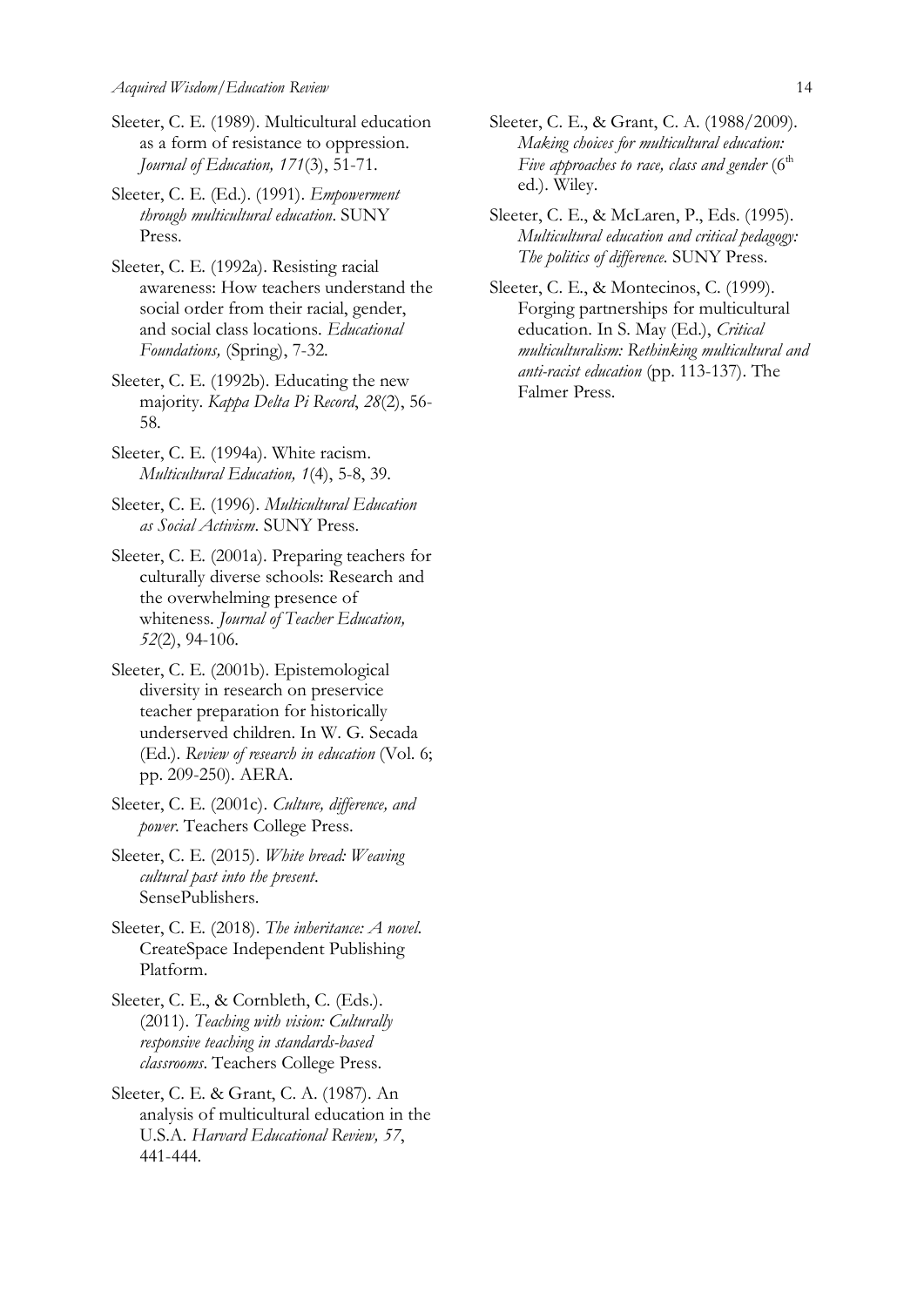Sleeter, C. E. (1989). Multicultural education as a form of resistance to oppression. *Journal of Education, 171*(3), 51-71.

Sleeter, C. E. (Ed.). (1991). *Empowerment through multicultural education*. SUNY Press.

Sleeter, C. E. (1992a). Resisting racial awareness: How teachers understand the social order from their racial, gender, and social class locations. *Educational Foundations,* (Spring), 7-32.

Sleeter, C. E. (1992b). Educating the new majority. *Kappa Delta Pi Record*, *28*(2), 56-58.

Sleeter, C. E. (1994a). White racism. *Multicultural Education, 1*(4), 5-8, 39.

Sleeter, C. E. (1996). *Multicultural Education as Social Activism*. SUNY Press.

Sleeter, C. E. (2001a). Preparing teachers for culturally diverse schools: Research and the overwhelming presence of whiteness. *Journal of Teacher Education, 52*(2), 94-106.

Sleeter, C. E. (2001b). Epistemological diversity in research on preservice teacher preparation for historically underserved children. In W. G. Secada (Ed.). *Review of research in education* (Vol. 6; pp. 209-250). AERA.

Sleeter, C. E. (2001c). *Culture, difference, and power*. Teachers College Press.

Sleeter, C. E. (2015). *White bread: Weaving cultural past into the present*. SensePublishers.

Sleeter, C. E. (2018). *The inheritance: A novel.* CreateSpace Independent Publishing Platform.

Sleeter, C. E., & Cornbleth, C. (Eds.). (2011). *Teaching with vision: Culturally responsive teaching in standards-based classrooms*. Teachers College Press.

Sleeter, C. E. & Grant, C. A. (1987). An analysis of multicultural education in the U.S.A. *Harvard Educational Review, 57*, 441-444.

Sleeter, C. E., & Grant, C. A. (1988/2009). *Making choices for multicultural education: Five approaches to race, class and gender* (6th ed.). Wiley.

Sleeter, C. E., & McLaren, P., Eds. (1995). *Multicultural education and critical pedagogy: The politics of difference.* SUNY Press.

Sleeter, C. E., & Montecinos, C. (1999). Forging partnerships for multicultural education. In S. May (Ed.), *Critical multiculturalism: Rethinking multicultural and anti-racist education* (pp. 113-137). The Falmer Press.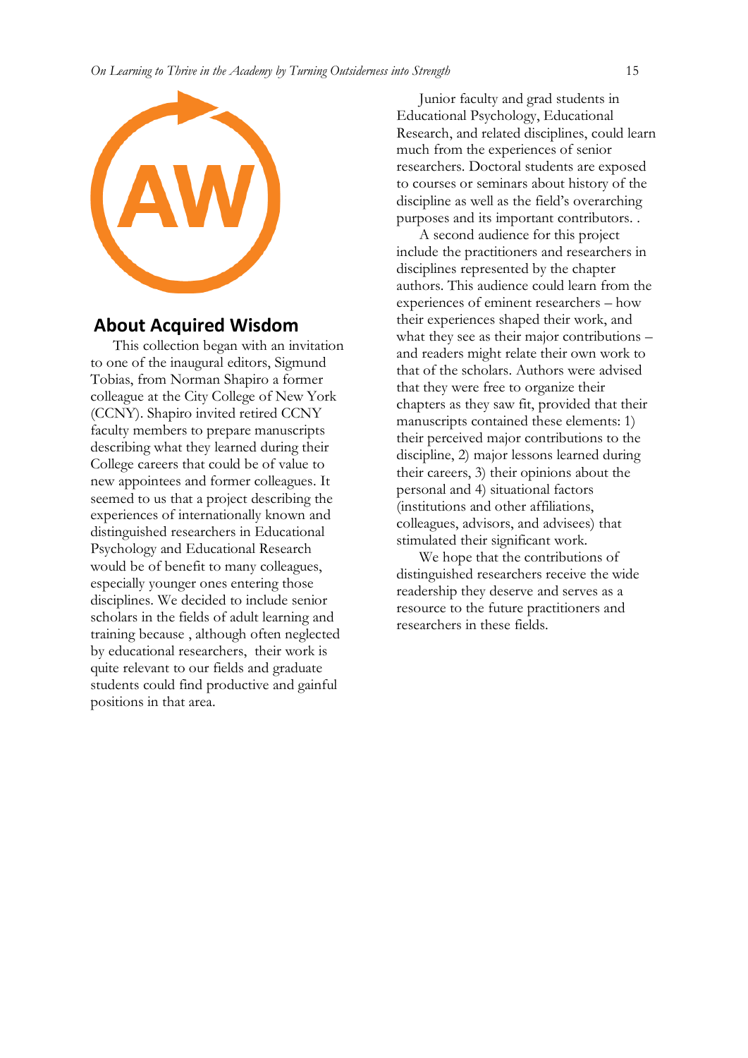## About Acquired Wisdom

This collection began with an invitation to one of the inaugural editors, Sigmund Tobias, from Norman Shapiro a former colleague at the City College of New York (CCNY). Shapiro invited retired CCNY faculty members to prepare manuscripts describing what they learned during their College careers that could be of value to new appointees and former colleagues. It seemed to us that a project describing the experiences of internationally known and distinguished researchers in Educational Psychology and Educational Research would be of benefit to many colleagues, especially younger ones entering those disciplines. We decided to include senior scholars in the fields of adult learning and training because , although often neglected by educational researchers, their work is quite relevant to our fields and graduate students could find productive and gainful positions in that area.

Junior faculty and grad students in Educational Psychology, Educational Research, and related disciplines, could learn much from the experiences of senior researchers. Doctoral students are exposed to courses or seminars about history of the discipline as well as the field's overarching purposes and its important contributors. .

A second audience for this project include the practitioners and researchers in disciplines represented by the chapter authors. This audience could learn from the experiences of eminent researchers – how their experiences shaped their work, and what they see as their major contributions – and readers might relate their own work to that of the scholars. Authors were advised that they were free to organize their chapters as they saw fit, provided that their manuscripts contained these elements: 1) their perceived major contributions to the discipline, 2) major lessons learned during their careers, 3) their opinions about the personal and 4) situational factors (institutions and other affiliations, colleagues, advisors, and advisees) that stimulated their significant work.

We hope that the contributions of distinguished researchers receive the wide readership they deserve and serves as a resource to the future practitioners and researchers in these fields.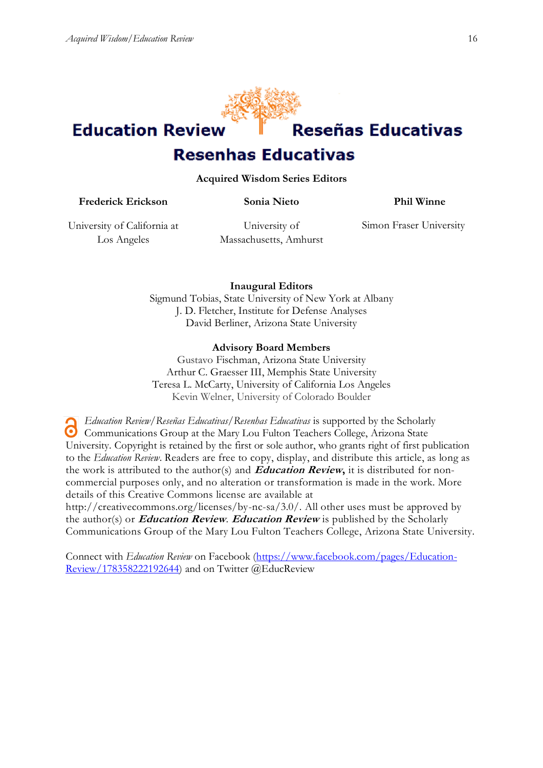# Education Review Reseñas Educativas
# Resenhas Educativas

**Acquired Wisdom Series Editors**

| **Frederick Erickson** | **Sonia Nieto** | **Phil Winne** |
| --- | --- | --- |
| University of California at Los Angeles | University of Massachusetts, Amhurst | Simon Fraser University |

**Inaugural Editors**
Sigmund Tobias, State University of New York at Albany
J. D. Fletcher, Institute for Defense Analyses
David Berliner, Arizona State University

**Advisory Board Members**
Gustavo Fischman, Arizona State University
Arthur C. Graesser III, Memphis State University
Teresa L. McCarty, University of California Los Angeles
Kevin Welner, University of Colorado Boulder

*Education Review/Reseñas Educativas/Resenhas Educativas* is supported by the Scholarly Communications Group at the Mary Lou Fulton Teachers College, Arizona State University. Copyright is retained by the first or sole author, who grants right of first publication to the *Education Review*. Readers are free to copy, display, and distribute this article, as long as the work is attributed to the author(s) and ***Education Review***, it is distributed for non-commercial purposes only, and no alteration or transformation is made in the work. More details of this Creative Commons license are available at http://creativecommons.org/licenses/by-nc-sa/3.0/. All other uses must be approved by the author(s) or ***Education Review***. ***Education Review*** is published by the Scholarly Communications Group of the Mary Lou Fulton Teachers College, Arizona State University.

Connect with *Education Review* on Facebook (https://www.facebook.com/pages/Education-Review/178358222192644) and on Twitter @EducReview